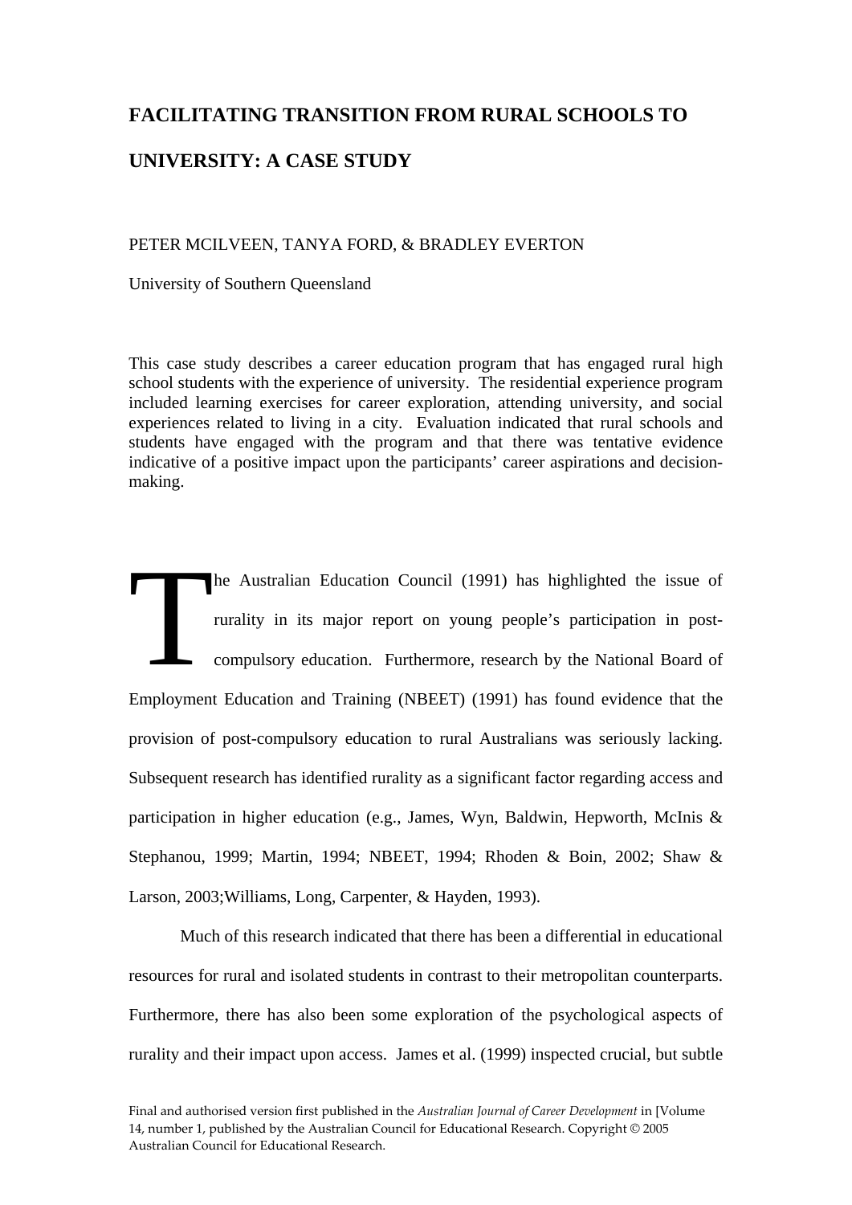# FACILITATING TRANSITION FROM RURAL SCHOOLS TO UNIVERSITY: A CASE STUDY

PETER MCILVEEN, TANYA FORD, & BRADLEY EVERTON

University of Southern Queensland

This case study describes a career education program that has engaged rural high school students with the experience of university. The residential experience program included learning exercises for career exploration, attending university, and social experiences related to living in a city. Evaluation indicated that rural schools and students have engaged with the program and that there was tentative evidence indicative of a positive impact upon the participants' career aspirations and decision-making.

The Australian Education Council (1991) has highlighted the issue of rurality in its major report on young people's participation in post-compulsory education. Furthermore, research by the National Board of Employment Education and Training (NBEET) (1991) has found evidence that the provision of post-compulsory education to rural Australians was seriously lacking. Subsequent research has identified rurality as a significant factor regarding access and participation in higher education (e.g., James, Wyn, Baldwin, Hepworth, McInis & Stephanou, 1999; Martin, 1994; NBEET, 1994; Rhoden & Boin, 2002; Shaw & Larson, 2003;Williams, Long, Carpenter, & Hayden, 1993).

Much of this research indicated that there has been a differential in educational resources for rural and isolated students in contrast to their metropolitan counterparts. Furthermore, there has also been some exploration of the psychological aspects of rurality and their impact upon access. James et al. (1999) inspected crucial, but subtle

Final and authorised version first published in the *Australian Journal of Career Development* in [Volume 14, number 1, published by the Australian Council for Educational Research. Copyright © 2005 Australian Council for Educational Research.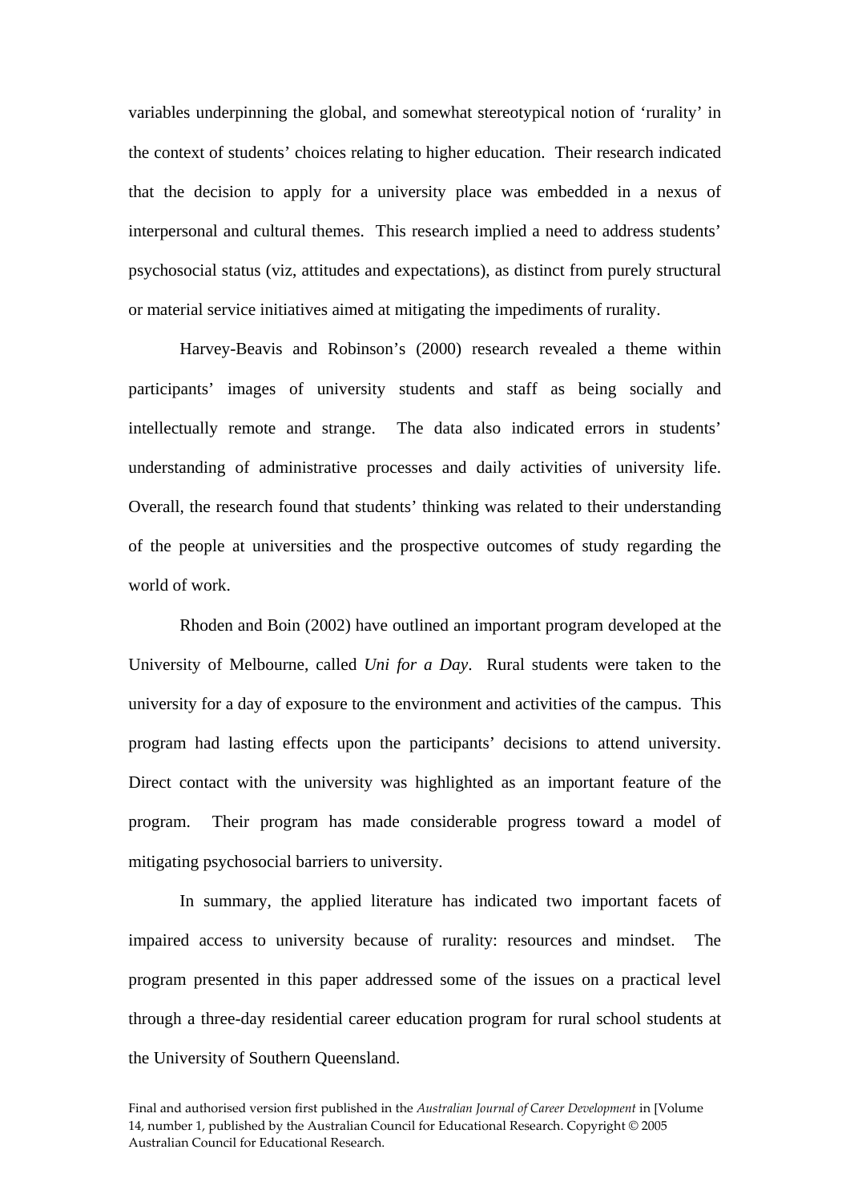variables underpinning the global, and somewhat stereotypical notion of 'rurality' in the context of students' choices relating to higher education. Their research indicated that the decision to apply for a university place was embedded in a nexus of interpersonal and cultural themes. This research implied a need to address students' psychosocial status (viz, attitudes and expectations), as distinct from purely structural or material service initiatives aimed at mitigating the impediments of rurality.

Harvey-Beavis and Robinson's (2000) research revealed a theme within participants' images of university students and staff as being socially and intellectually remote and strange. The data also indicated errors in students' understanding of administrative processes and daily activities of university life. Overall, the research found that students' thinking was related to their understanding of the people at universities and the prospective outcomes of study regarding the world of work.

Rhoden and Boin (2002) have outlined an important program developed at the University of Melbourne, called *Uni for a Day*. Rural students were taken to the university for a day of exposure to the environment and activities of the campus. This program had lasting effects upon the participants' decisions to attend university. Direct contact with the university was highlighted as an important feature of the program. Their program has made considerable progress toward a model of mitigating psychosocial barriers to university.

In summary, the applied literature has indicated two important facets of impaired access to university because of rurality: resources and mindset. The program presented in this paper addressed some of the issues on a practical level through a three-day residential career education program for rural school students at the University of Southern Queensland.

Final and authorised version first published in the *Australian Journal of Career Development* in [Volume 14, number 1, published by the Australian Council for Educational Research. Copyright © 2005 Australian Council for Educational Research.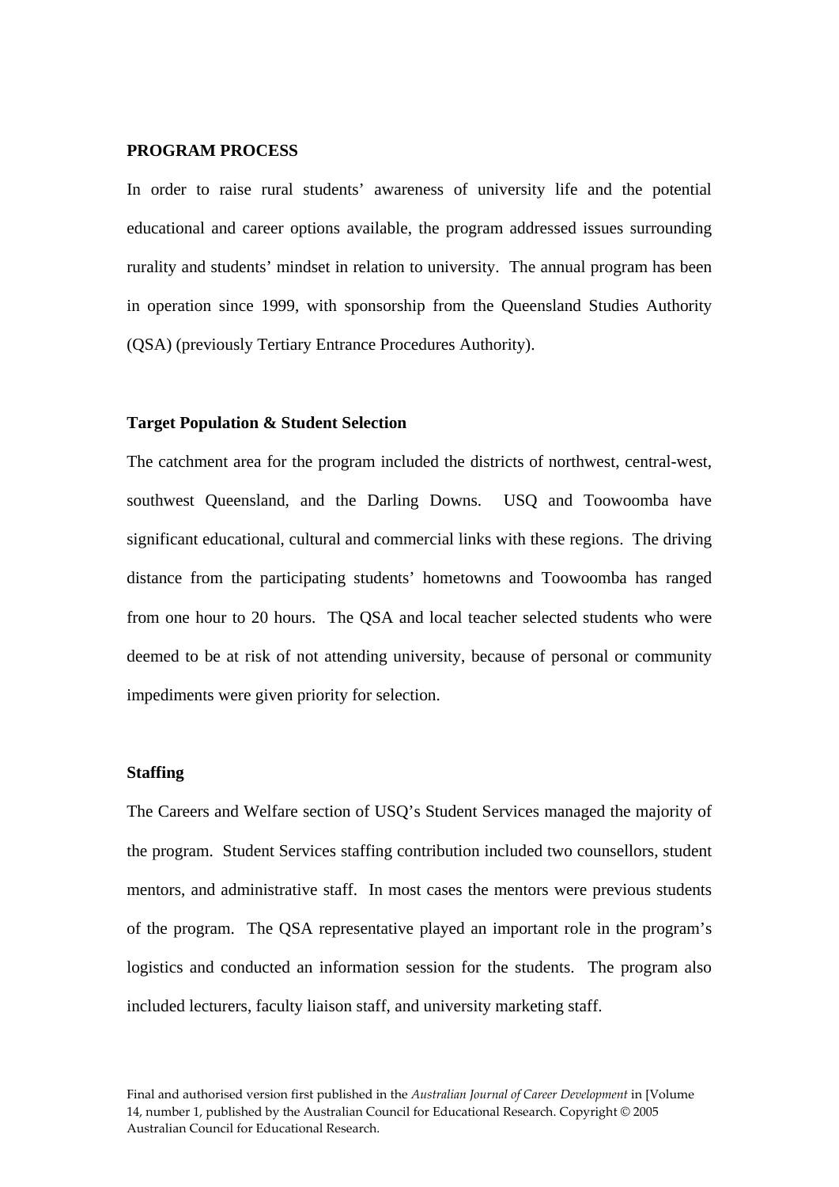## PROGRAM PROCESS

In order to raise rural students' awareness of university life and the potential educational and career options available, the program addressed issues surrounding rurality and students' mindset in relation to university. The annual program has been in operation since 1999, with sponsorship from the Queensland Studies Authority (QSA) (previously Tertiary Entrance Procedures Authority).

### Target Population & Student Selection

The catchment area for the program included the districts of northwest, central-west, southwest Queensland, and the Darling Downs. USQ and Toowoomba have significant educational, cultural and commercial links with these regions. The driving distance from the participating students' hometowns and Toowoomba has ranged from one hour to 20 hours. The QSA and local teacher selected students who were deemed to be at risk of not attending university, because of personal or community impediments were given priority for selection.

### Staffing

The Careers and Welfare section of USQ's Student Services managed the majority of the program. Student Services staffing contribution included two counsellors, student mentors, and administrative staff. In most cases the mentors were previous students of the program. The QSA representative played an important role in the program's logistics and conducted an information session for the students. The program also included lecturers, faculty liaison staff, and university marketing staff.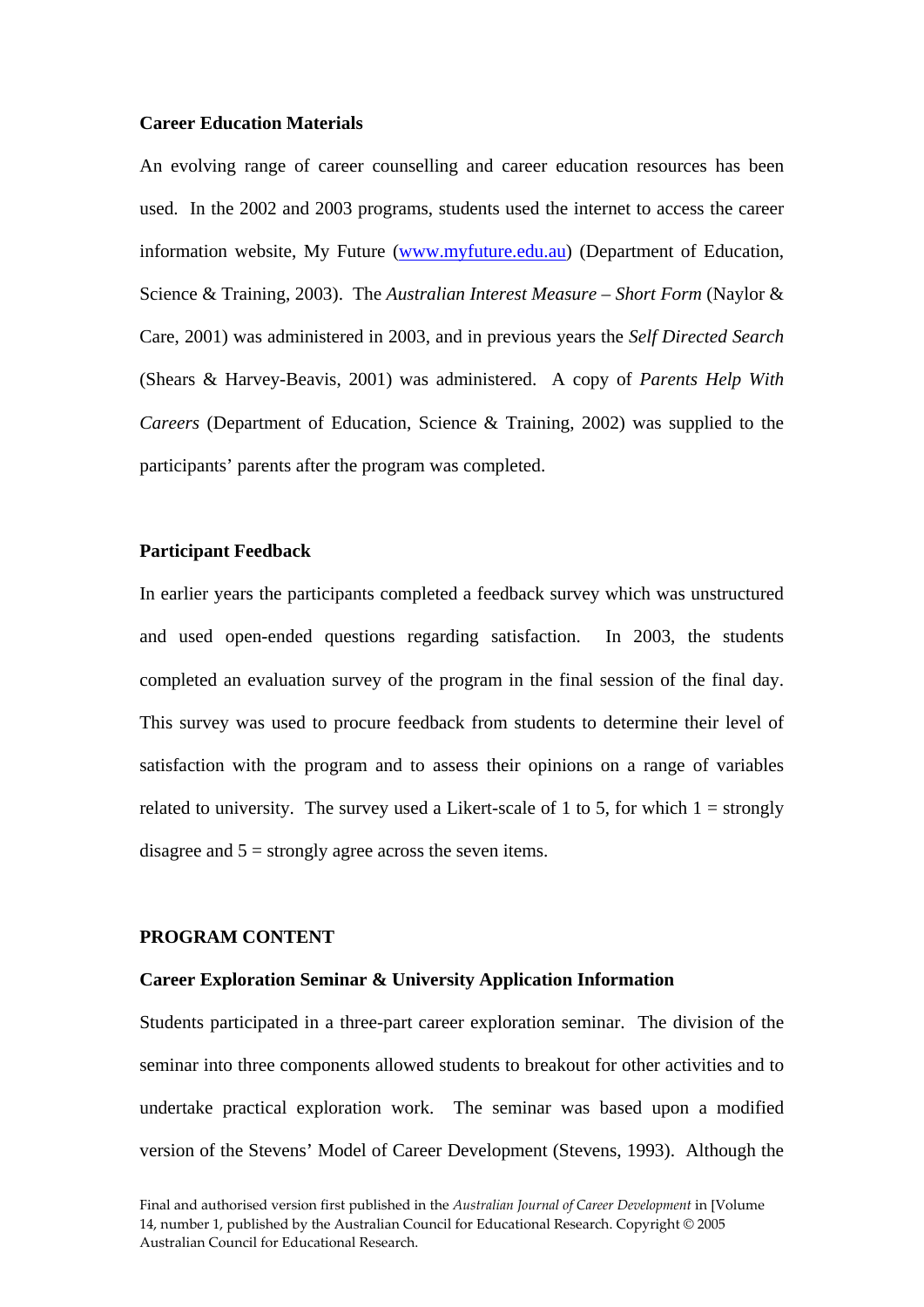### Career Education Materials

An evolving range of career counselling and career education resources has been used. In the 2002 and 2003 programs, students used the internet to access the career information website, My Future (www.myfuture.edu.au) (Department of Education, Science & Training, 2003). The *Australian Interest Measure – Short Form* (Naylor & Care, 2001) was administered in 2003, and in previous years the *Self Directed Search* (Shears & Harvey-Beavis, 2001) was administered. A copy of *Parents Help With Careers* (Department of Education, Science & Training, 2002) was supplied to the participants' parents after the program was completed.

### Participant Feedback

In earlier years the participants completed a feedback survey which was unstructured and used open-ended questions regarding satisfaction. In 2003, the students completed an evaluation survey of the program in the final session of the final day. This survey was used to procure feedback from students to determine their level of satisfaction with the program and to assess their opinions on a range of variables related to university. The survey used a Likert-scale of 1 to 5, for which 1 = strongly disagree and 5 = strongly agree across the seven items.

## PROGRAM CONTENT

### Career Exploration Seminar & University Application Information

Students participated in a three-part career exploration seminar. The division of the seminar into three components allowed students to breakout for other activities and to undertake practical exploration work. The seminar was based upon a modified version of the Stevens' Model of Career Development (Stevens, 1993). Although the

Final and authorised version first published in the *Australian Journal of Career Development* in [Volume 14, number 1, published by the Australian Council for Educational Research. Copyright © 2005 Australian Council for Educational Research.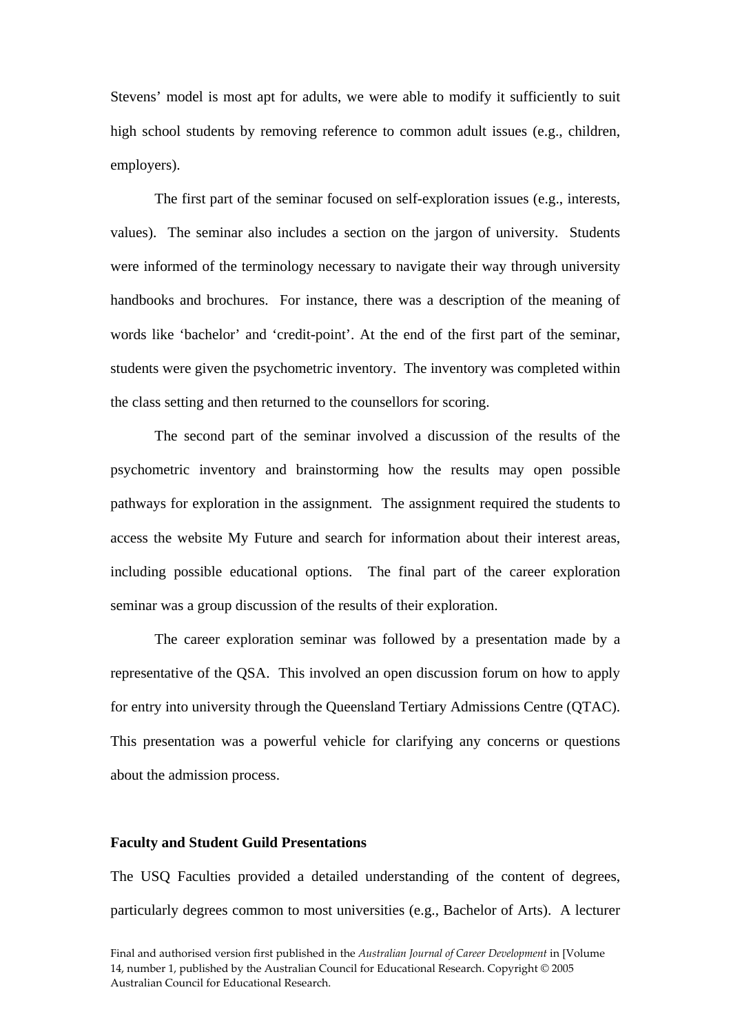Stevens' model is most apt for adults, we were able to modify it sufficiently to suit high school students by removing reference to common adult issues (e.g., children, employers).

The first part of the seminar focused on self-exploration issues (e.g., interests, values). The seminar also includes a section on the jargon of university. Students were informed of the terminology necessary to navigate their way through university handbooks and brochures. For instance, there was a description of the meaning of words like 'bachelor' and 'credit-point'. At the end of the first part of the seminar, students were given the psychometric inventory. The inventory was completed within the class setting and then returned to the counsellors for scoring.

The second part of the seminar involved a discussion of the results of the psychometric inventory and brainstorming how the results may open possible pathways for exploration in the assignment. The assignment required the students to access the website My Future and search for information about their interest areas, including possible educational options. The final part of the career exploration seminar was a group discussion of the results of their exploration.

The career exploration seminar was followed by a presentation made by a representative of the QSA. This involved an open discussion forum on how to apply for entry into university through the Queensland Tertiary Admissions Centre (QTAC). This presentation was a powerful vehicle for clarifying any concerns or questions about the admission process.

**Faculty and Student Guild Presentations**

The USQ Faculties provided a detailed understanding of the content of degrees, particularly degrees common to most universities (e.g., Bachelor of Arts). A lecturer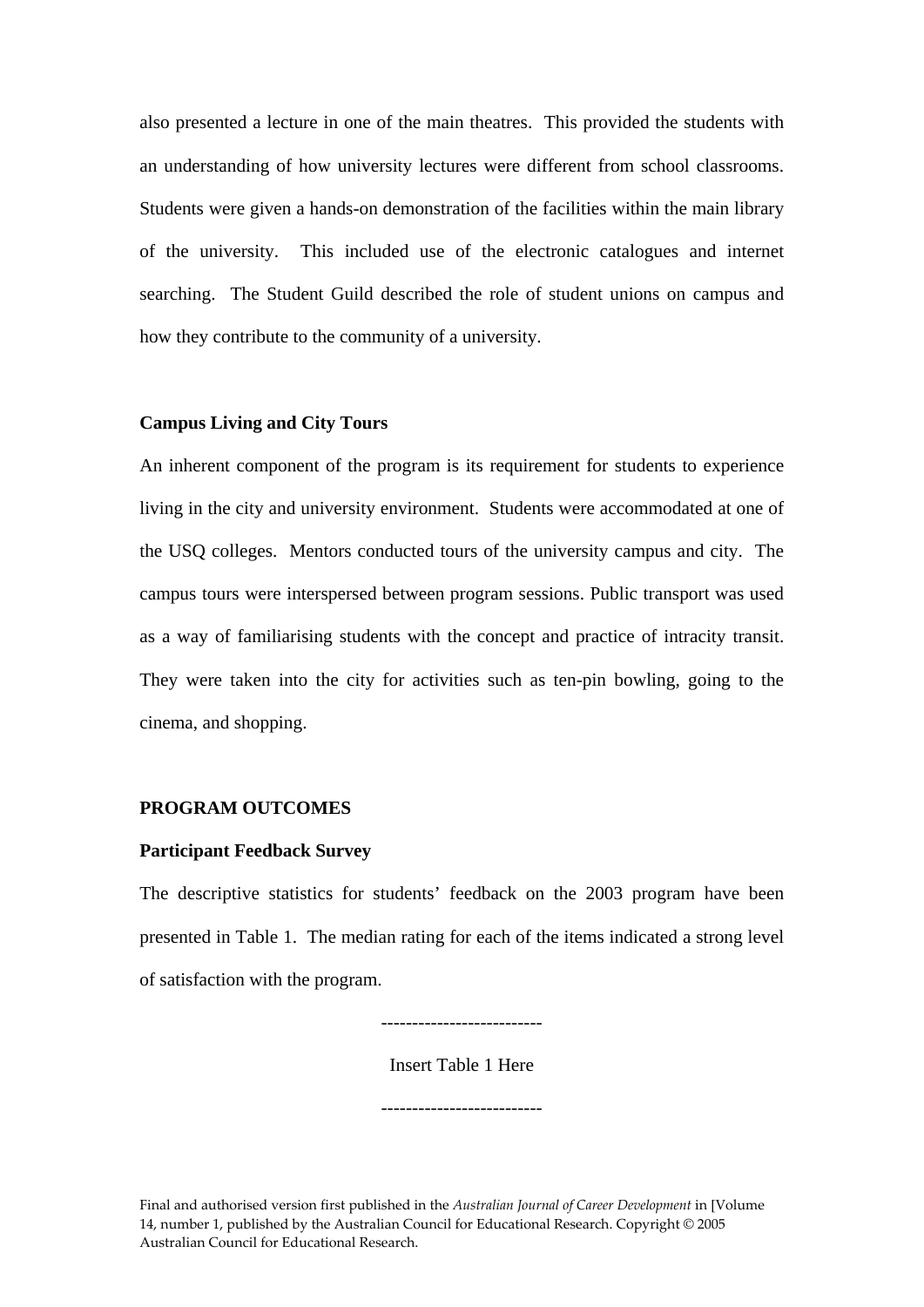also presented a lecture in one of the main theatres. This provided the students with an understanding of how university lectures were different from school classrooms. Students were given a hands-on demonstration of the facilities within the main library of the university. This included use of the electronic catalogues and internet searching. The Student Guild described the role of student unions on campus and how they contribute to the community of a university.

**Campus Living and City Tours**

An inherent component of the program is its requirement for students to experience living in the city and university environment. Students were accommodated at one of the USQ colleges. Mentors conducted tours of the university campus and city. The campus tours were interspersed between program sessions. Public transport was used as a way of familiarising students with the concept and practice of intracity transit. They were taken into the city for activities such as ten-pin bowling, going to the cinema, and shopping.

## PROGRAM OUTCOMES

**Participant Feedback Survey**

The descriptive statistics for students' feedback on the 2003 program have been presented in Table 1. The median rating for each of the items indicated a strong level of satisfaction with the program.

-------------------------

Insert Table 1 Here

-------------------------

Final and authorised version first published in the *Australian Journal of Career Development* in [Volume 14, number 1, published by the Australian Council for Educational Research. Copyright © 2005 Australian Council for Educational Research.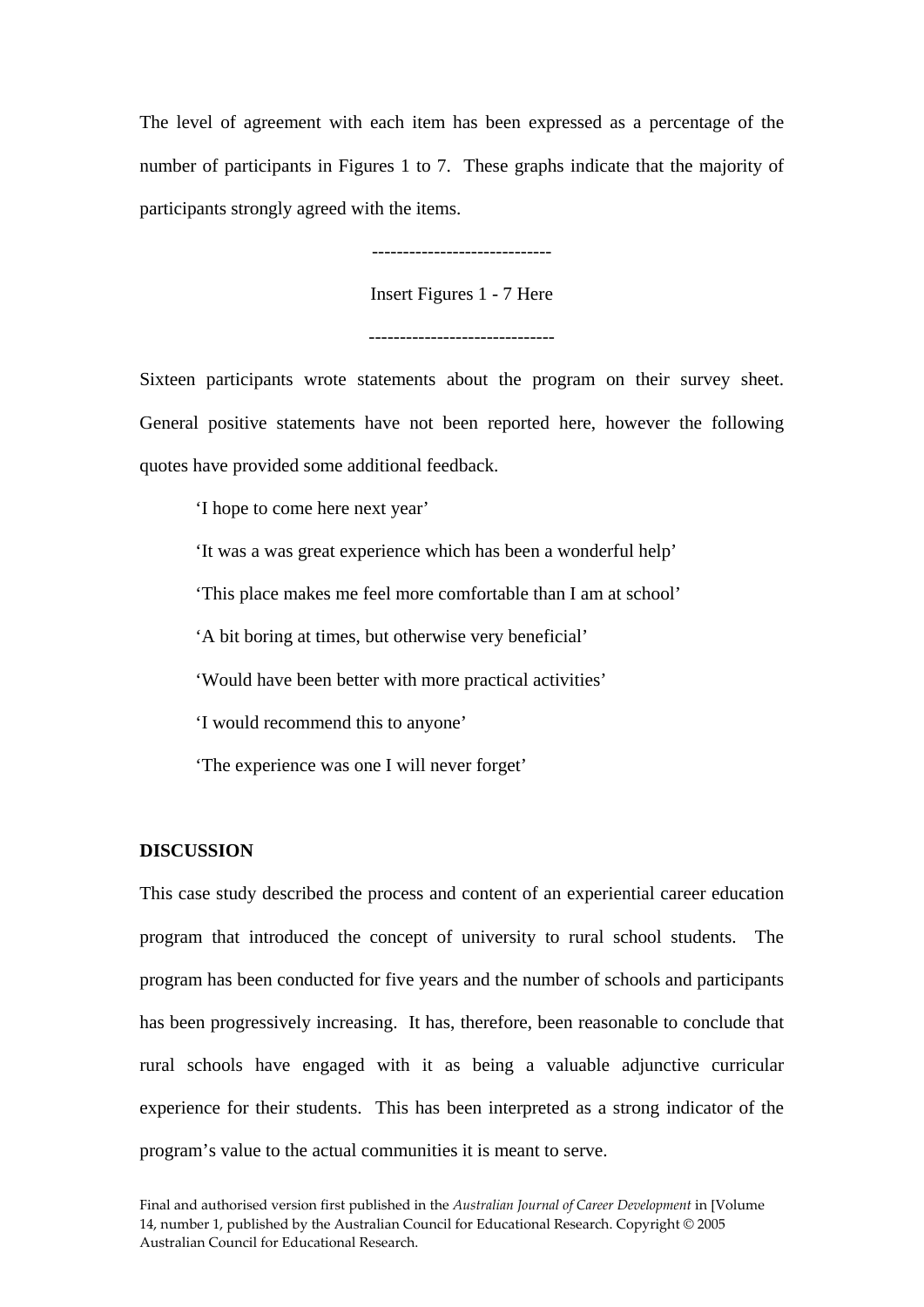The level of agreement with each item has been expressed as a percentage of the number of participants in Figures 1 to 7. These graphs indicate that the majority of participants strongly agreed with the items.

----------------------------

Insert Figures 1 - 7 Here

------------------------------

Sixteen participants wrote statements about the program on their survey sheet. General positive statements have not been reported here, however the following quotes have provided some additional feedback.

> 'I hope to come here next year'
>
> 'It was a was great experience which has been a wonderful help'
>
> 'This place makes me feel more comfortable than I am at school'
>
> 'A bit boring at times, but otherwise very beneficial'
>
> 'Would have been better with more practical activities'
>
> 'I would recommend this to anyone'
>
> 'The experience was one I will never forget'

**DISCUSSION**

This case study described the process and content of an experiential career education program that introduced the concept of university to rural school students. The program has been conducted for five years and the number of schools and participants has been progressively increasing. It has, therefore, been reasonable to conclude that rural schools have engaged with it as being a valuable adjunctive curricular experience for their students. This has been interpreted as a strong indicator of the program's value to the actual communities it is meant to serve.

Final and authorised version first published in the *Australian Journal of Career Development* in [Volume 14, number 1, published by the Australian Council for Educational Research. Copyright © 2005 Australian Council for Educational Research.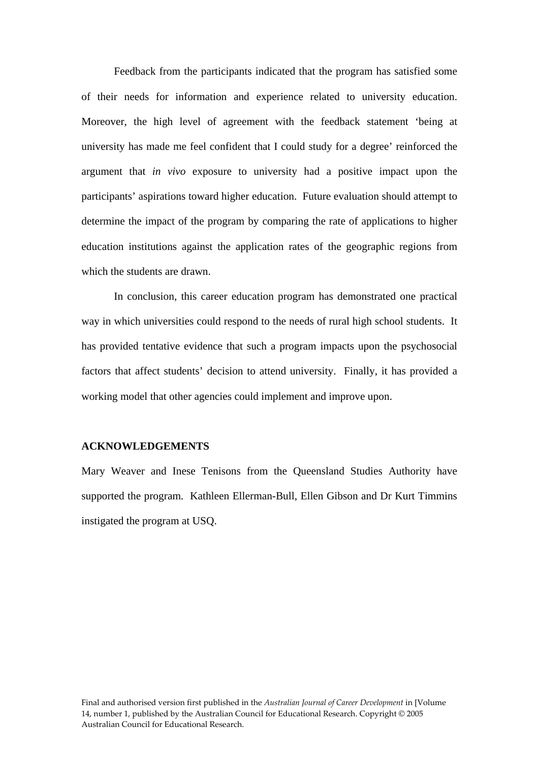Feedback from the participants indicated that the program has satisfied some of their needs for information and experience related to university education. Moreover, the high level of agreement with the feedback statement 'being at university has made me feel confident that I could study for a degree' reinforced the argument that *in vivo* exposure to university had a positive impact upon the participants' aspirations toward higher education. Future evaluation should attempt to determine the impact of the program by comparing the rate of applications to higher education institutions against the application rates of the geographic regions from which the students are drawn.

In conclusion, this career education program has demonstrated one practical way in which universities could respond to the needs of rural high school students. It has provided tentative evidence that such a program impacts upon the psychosocial factors that affect students' decision to attend university. Finally, it has provided a working model that other agencies could implement and improve upon.

**ACKNOWLEDGEMENTS**

Mary Weaver and Inese Tenisons from the Queensland Studies Authority have supported the program. Kathleen Ellerman-Bull, Ellen Gibson and Dr Kurt Timmins instigated the program at USQ.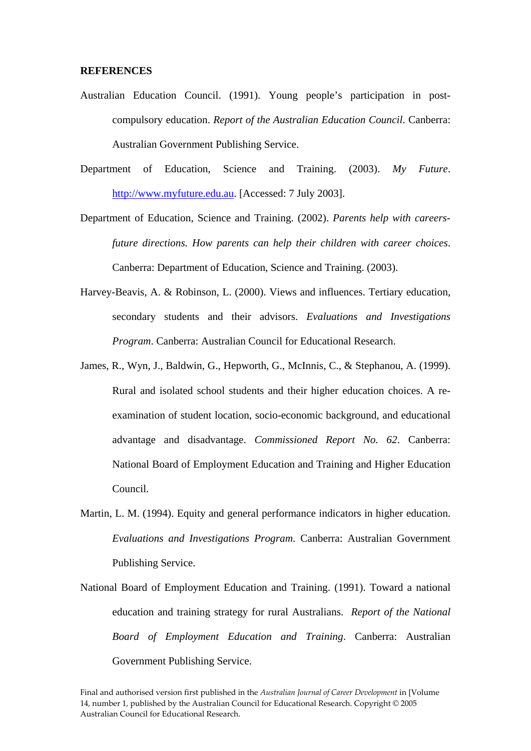**REFERENCES**

Australian Education Council. (1991). Young people's participation in post-compulsory education. *Report of the Australian Education Council*. Canberra: Australian Government Publishing Service.

Department of Education, Science and Training. (2003). *My Future*. http://www.myfuture.edu.au. [Accessed: 7 July 2003].

Department of Education, Science and Training. (2002). *Parents help with careers-future directions. How parents can help their children with career choices*. Canberra: Department of Education, Science and Training. (2003).

Harvey-Beavis, A. & Robinson, L. (2000). Views and influences. Tertiary education, secondary students and their advisors. *Evaluations and Investigations Program*. Canberra: Australian Council for Educational Research.

James, R., Wyn, J., Baldwin, G., Hepworth, G., McInnis, C., & Stephanou, A. (1999). Rural and isolated school students and their higher education choices. A re-examination of student location, socio-economic background, and educational advantage and disadvantage. *Commissioned Report No. 62*. Canberra: National Board of Employment Education and Training and Higher Education Council.

Martin, L. M. (1994). Equity and general performance indicators in higher education. *Evaluations and Investigations Program*. Canberra: Australian Government Publishing Service.

National Board of Employment Education and Training. (1991). Toward a national education and training strategy for rural Australians. *Report of the National Board of Employment Education and Training*. Canberra: Australian Government Publishing Service.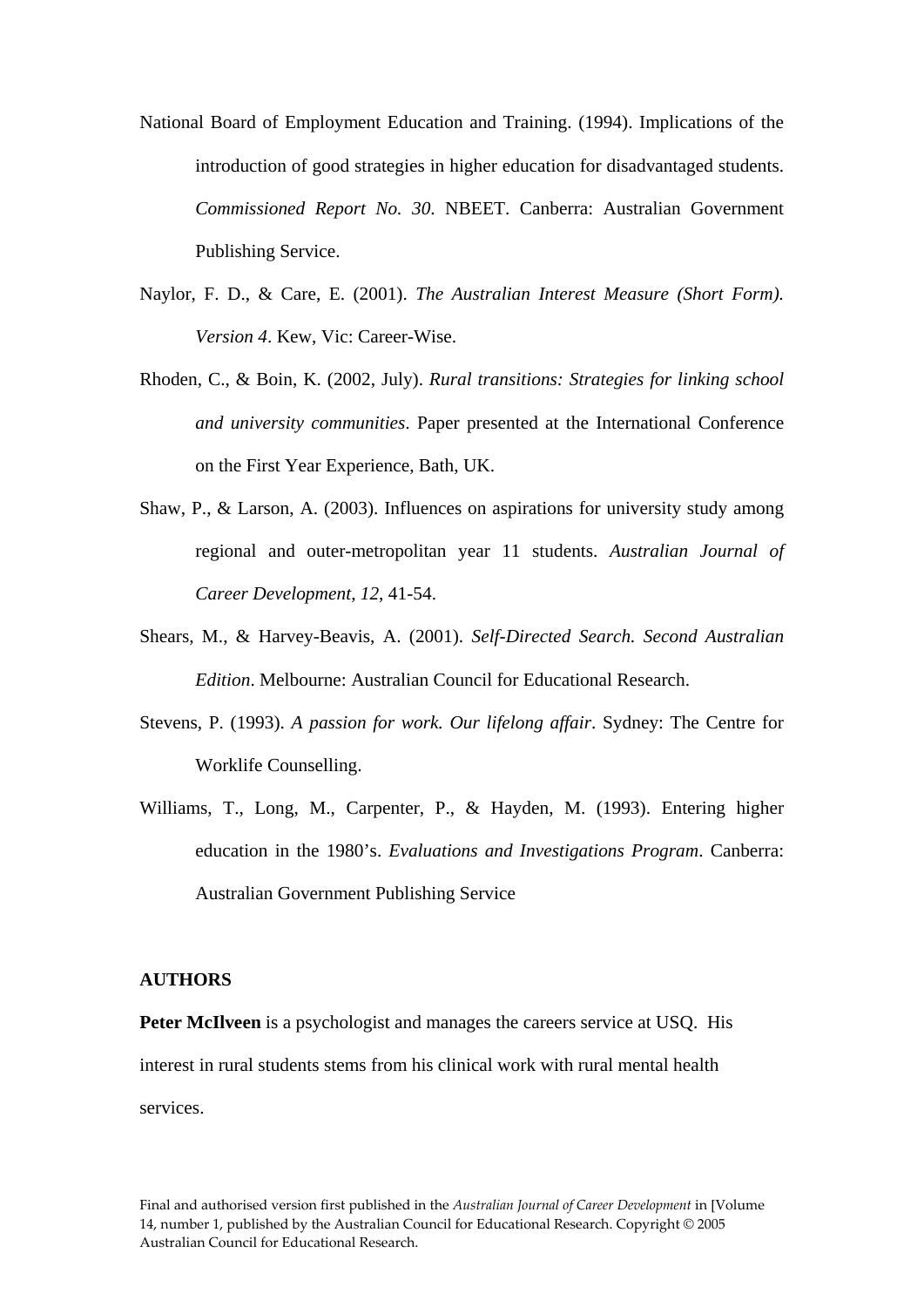National Board of Employment Education and Training. (1994). Implications of the introduction of good strategies in higher education for disadvantaged students. *Commissioned Report No. 30*. NBEET. Canberra: Australian Government Publishing Service.

Naylor, F. D., & Care, E. (2001). *The Australian Interest Measure (Short Form). Version 4*. Kew, Vic: Career-Wise.

Rhoden, C., & Boin, K. (2002, July). *Rural transitions: Strategies for linking school and university communities*. Paper presented at the International Conference on the First Year Experience, Bath, UK.

Shaw, P., & Larson, A. (2003). Influences on aspirations for university study among regional and outer-metropolitan year 11 students. *Australian Journal of Career Development*, *12*, 41-54.

Shears, M., & Harvey-Beavis, A. (2001). *Self-Directed Search. Second Australian Edition*. Melbourne: Australian Council for Educational Research.

Stevens, P. (1993). *A passion for work. Our lifelong affair*. Sydney: The Centre for Worklife Counselling.

Williams, T., Long, M., Carpenter, P., & Hayden, M. (1993). Entering higher education in the 1980's. *Evaluations and Investigations Program*. Canberra: Australian Government Publishing Service

**AUTHORS**

**Peter McIlveen** is a psychologist and manages the careers service at USQ. His interest in rural students stems from his clinical work with rural mental health services.

Final and authorised version first published in the *Australian Journal of Career Development* in [Volume 14, number 1, published by the Australian Council for Educational Research. Copyright © 2005 Australian Council for Educational Research.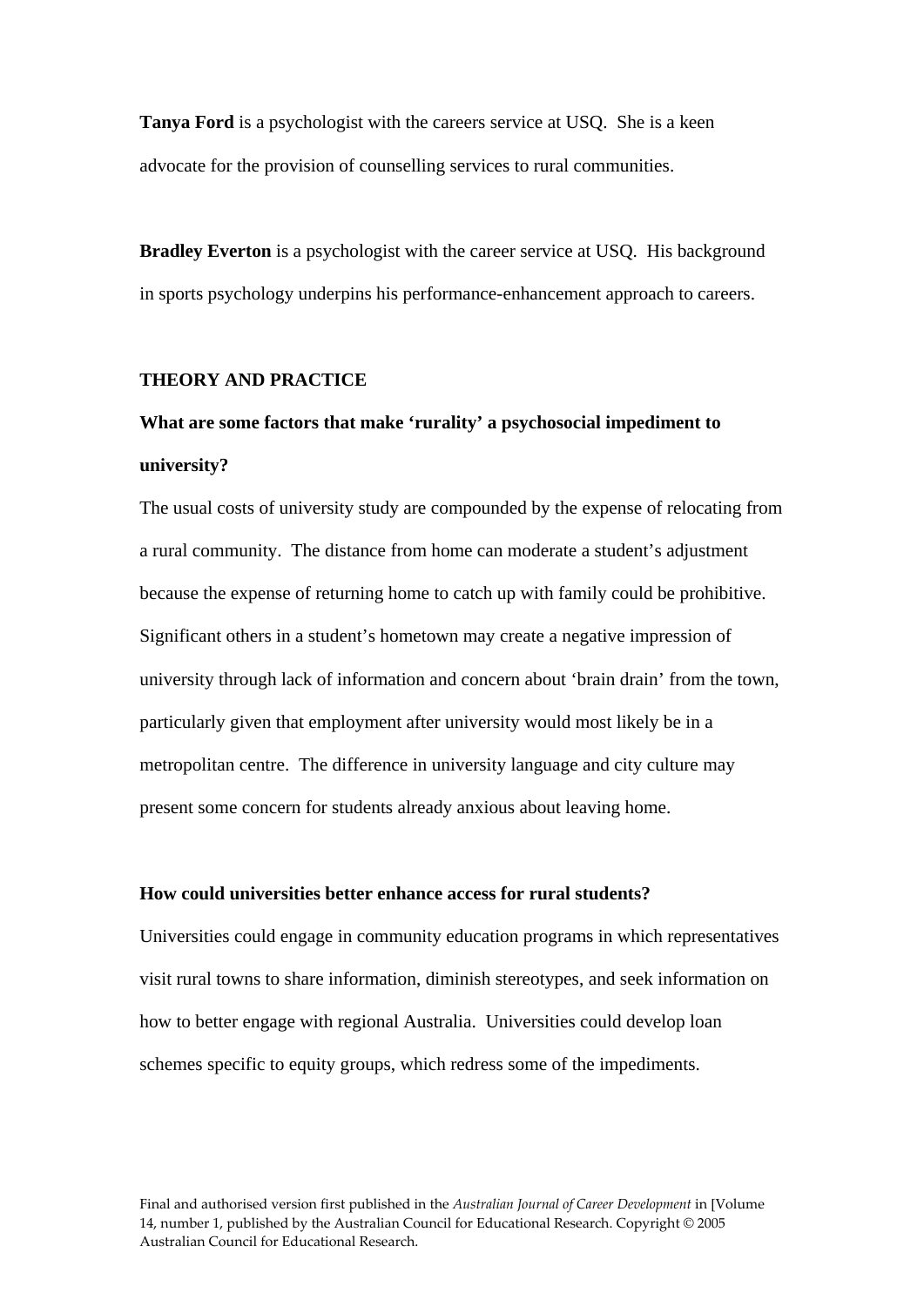**Tanya Ford** is a psychologist with the careers service at USQ. She is a keen advocate for the provision of counselling services to rural communities.

**Bradley Everton** is a psychologist with the career service at USQ. His background in sports psychology underpins his performance-enhancement approach to careers.

## THEORY AND PRACTICE

### What are some factors that make 'rurality' a psychosocial impediment to university?

The usual costs of university study are compounded by the expense of relocating from a rural community. The distance from home can moderate a student's adjustment because the expense of returning home to catch up with family could be prohibitive. Significant others in a student's hometown may create a negative impression of university through lack of information and concern about 'brain drain' from the town, particularly given that employment after university would most likely be in a metropolitan centre. The difference in university language and city culture may present some concern for students already anxious about leaving home.

### How could universities better enhance access for rural students?

Universities could engage in community education programs in which representatives visit rural towns to share information, diminish stereotypes, and seek information on how to better engage with regional Australia. Universities could develop loan schemes specific to equity groups, which redress some of the impediments.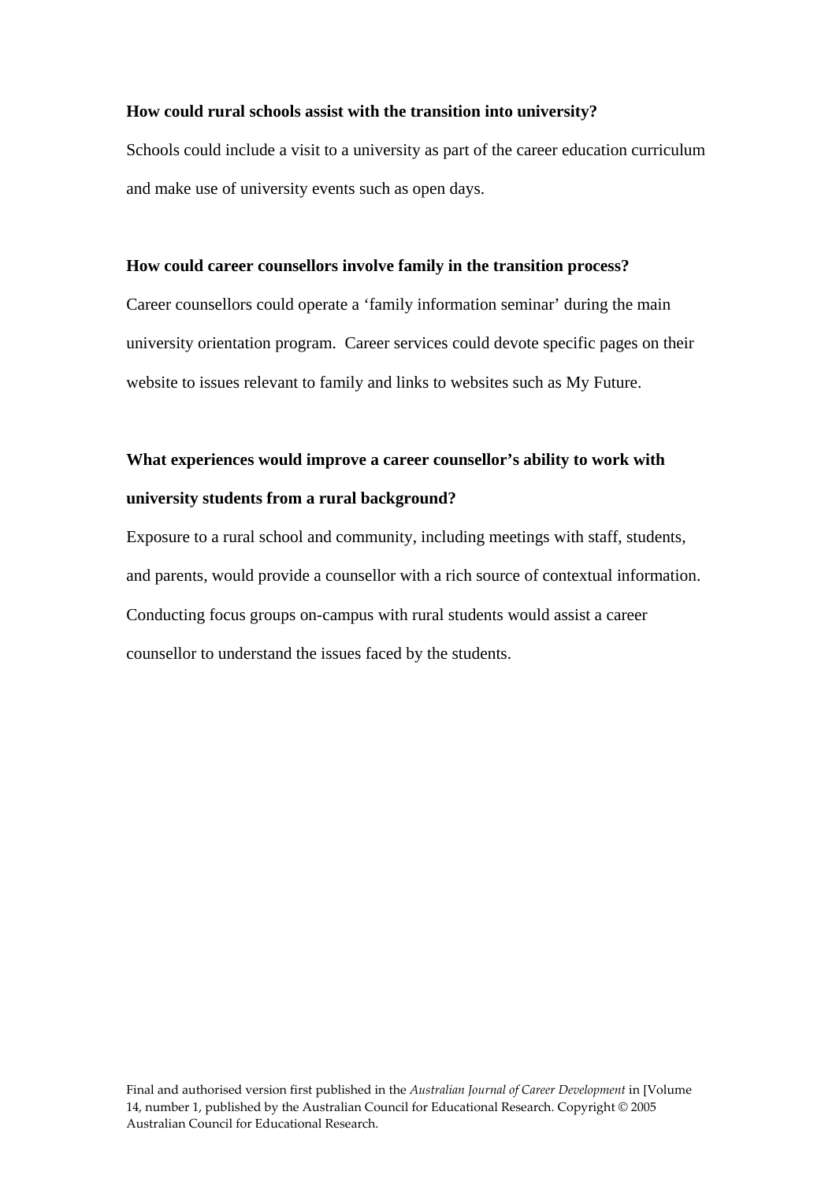**How could rural schools assist with the transition into university?**

Schools could include a visit to a university as part of the career education curriculum and make use of university events such as open days.

**How could career counsellors involve family in the transition process?**

Career counsellors could operate a 'family information seminar' during the main university orientation program. Career services could devote specific pages on their website to issues relevant to family and links to websites such as My Future.

**What experiences would improve a career counsellor's ability to work with university students from a rural background?**

Exposure to a rural school and community, including meetings with staff, students, and parents, would provide a counsellor with a rich source of contextual information. Conducting focus groups on-campus with rural students would assist a career counsellor to understand the issues faced by the students.

Final and authorised version first published in the *Australian Journal of Career Development* in [Volume 14, number 1, published by the Australian Council for Educational Research. Copyright © 2005 Australian Council for Educational Research.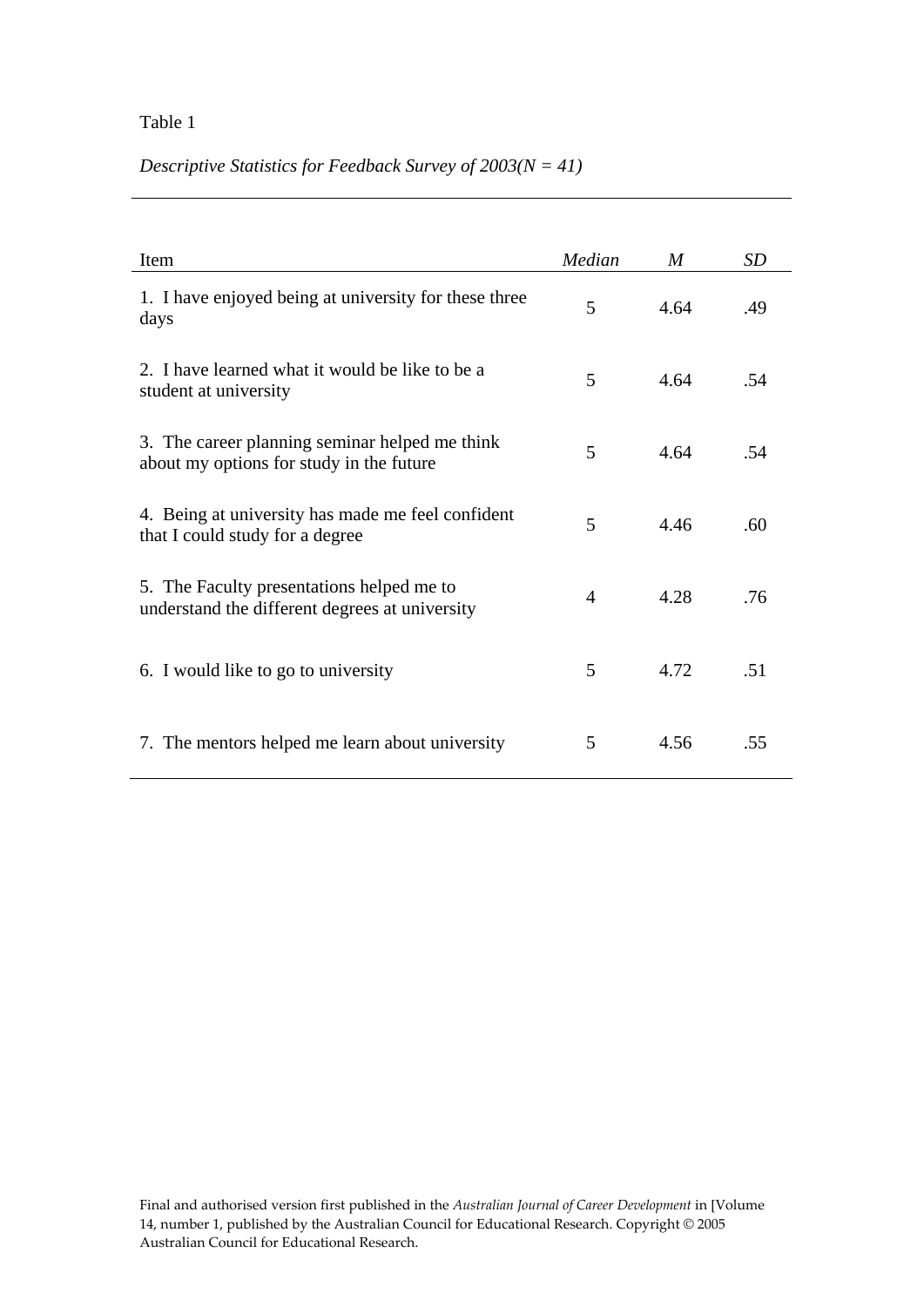Table 1

*Descriptive Statistics for Feedback Survey of 2003(N = 41)*

| Item | *Median* | *M* | *SD* |
|---|---|---|---|
| 1. I have enjoyed being at university for these three days | 5 | 4.64 | .49 |
| 2. I have learned what it would be like to be a student at university | 5 | 4.64 | .54 |
| 3. The career planning seminar helped me think about my options for study in the future | 5 | 4.64 | .54 |
| 4. Being at university has made me feel confident that I could study for a degree | 5 | 4.46 | .60 |
| 5. The Faculty presentations helped me to understand the different degrees at university | 4 | 4.28 | .76 |
| 6. I would like to go to university | 5 | 4.72 | .51 |
| 7. The mentors helped me learn about university | 5 | 4.56 | .55 |

Final and authorised version first published in the *Australian Journal of Career Development* in [Volume 14, number 1, published by the Australian Council for Educational Research. Copyright © 2005 Australian Council for Educational Research.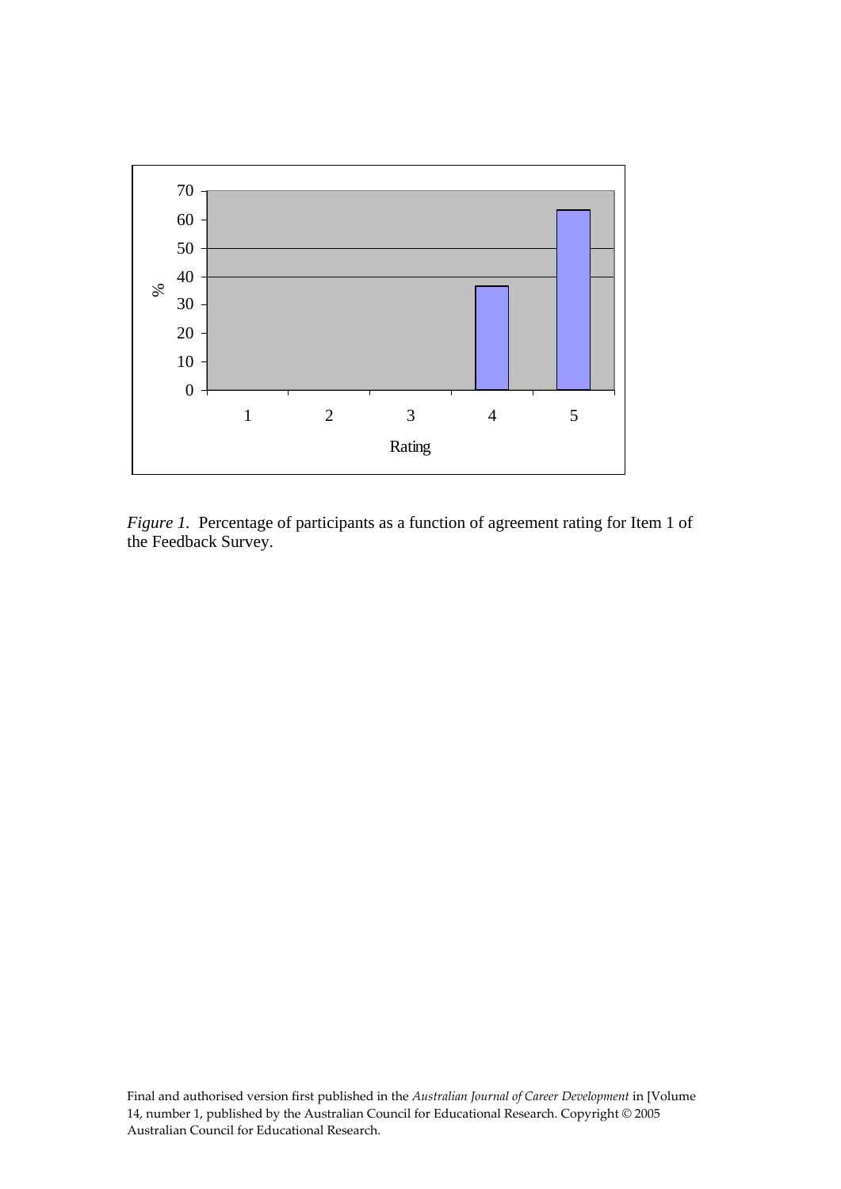*Figure 1.* Percentage of participants as a function of agreement rating for Item 1 of the Feedback Survey.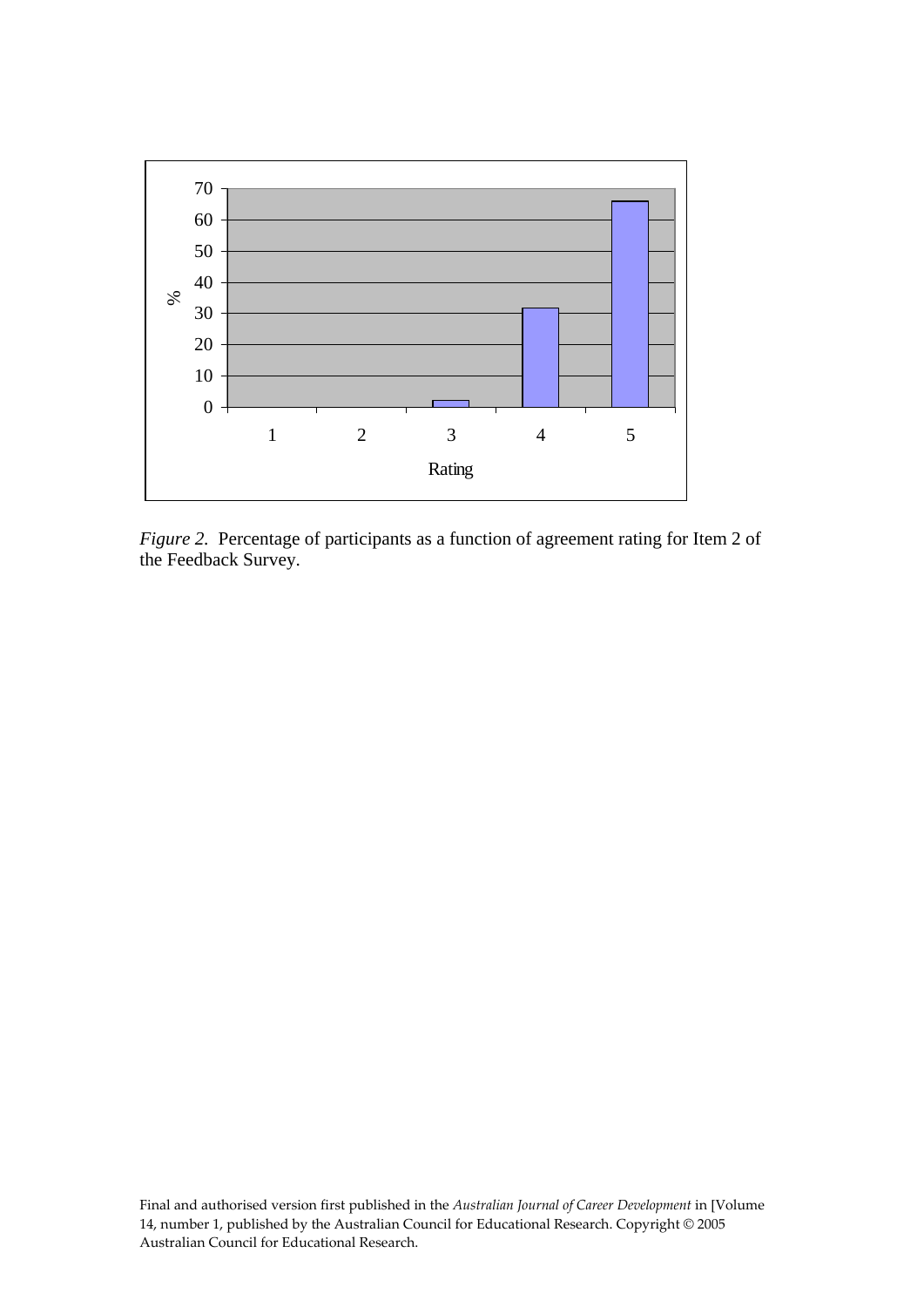*Figure 2.* Percentage of participants as a function of agreement rating for Item 2 of the Feedback Survey.

Final and authorised version first published in the *Australian Journal of Career Development* in [Volume 14, number 1, published by the Australian Council for Educational Research. Copyright © 2005 Australian Council for Educational Research.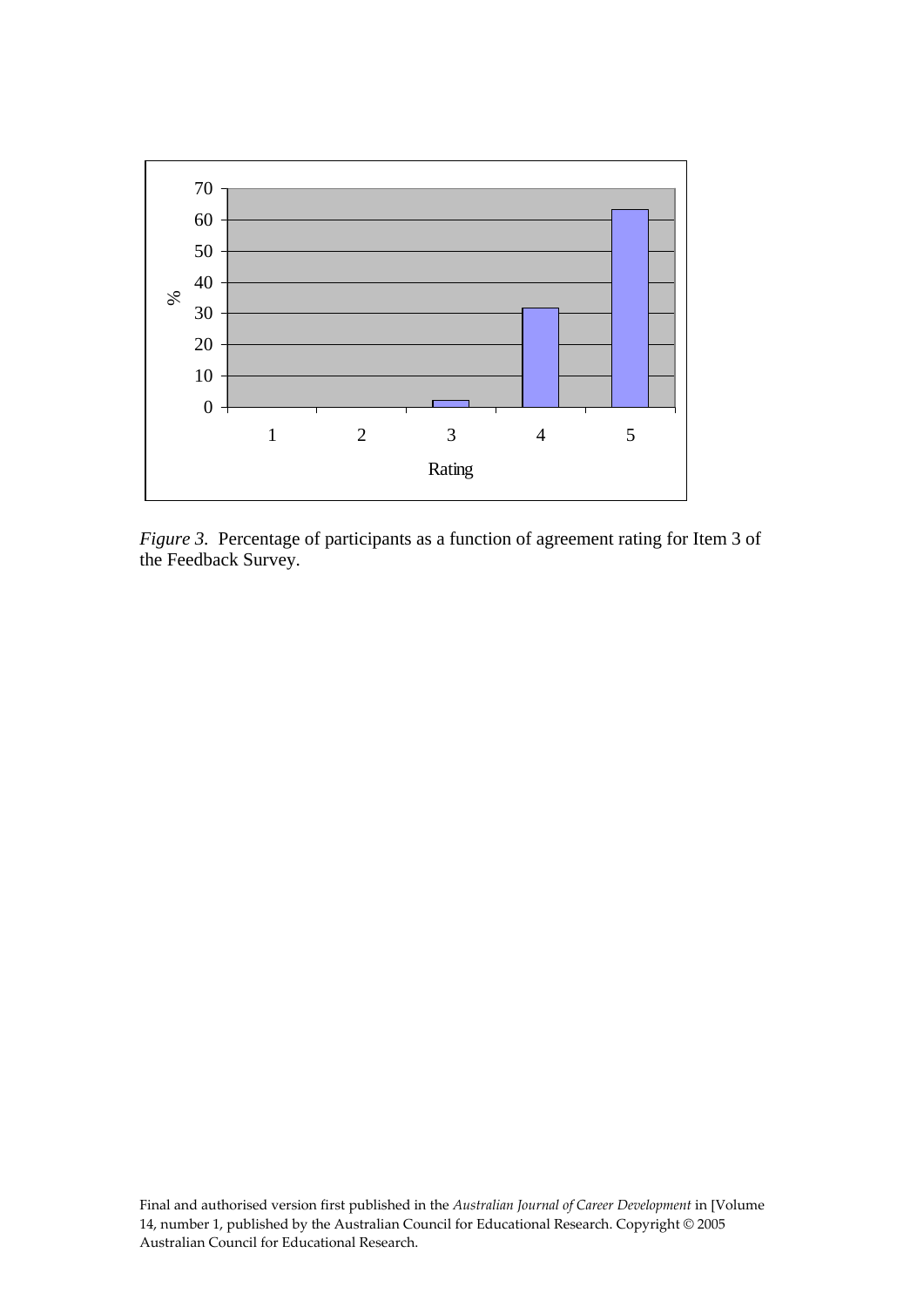*Figure 3.* Percentage of participants as a function of agreement rating for Item 3 of the Feedback Survey.

Final and authorised version first published in the *Australian Journal of Career Development* in [Volume 14, number 1, published by the Australian Council for Educational Research. Copyright © 2005 Australian Council for Educational Research.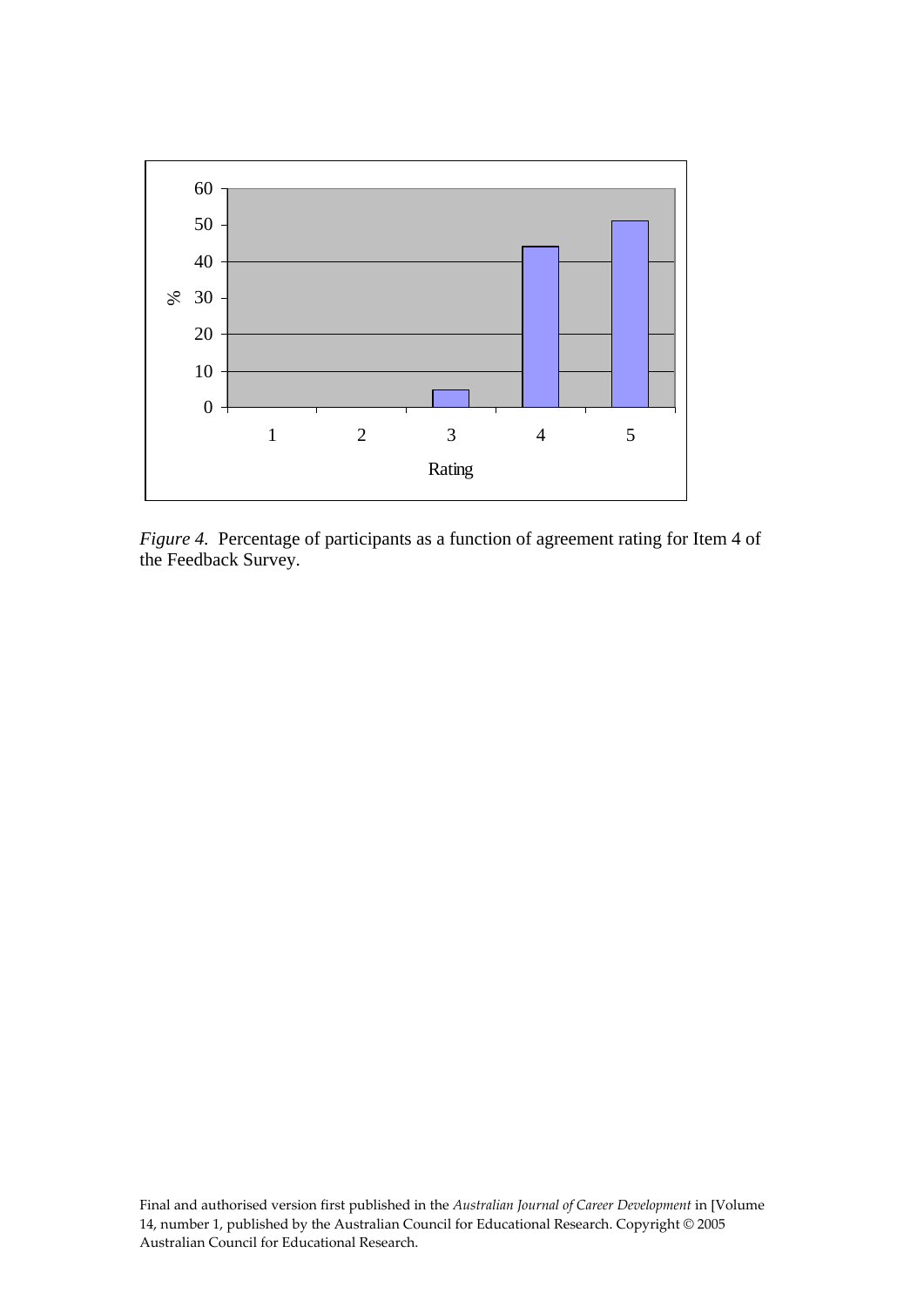*Figure 4.* Percentage of participants as a function of agreement rating for Item 4 of the Feedback Survey.

Final and authorised version first published in the *Australian Journal of Career Development* in [Volume 14, number 1, published by the Australian Council for Educational Research. Copyright © 2005 Australian Council for Educational Research.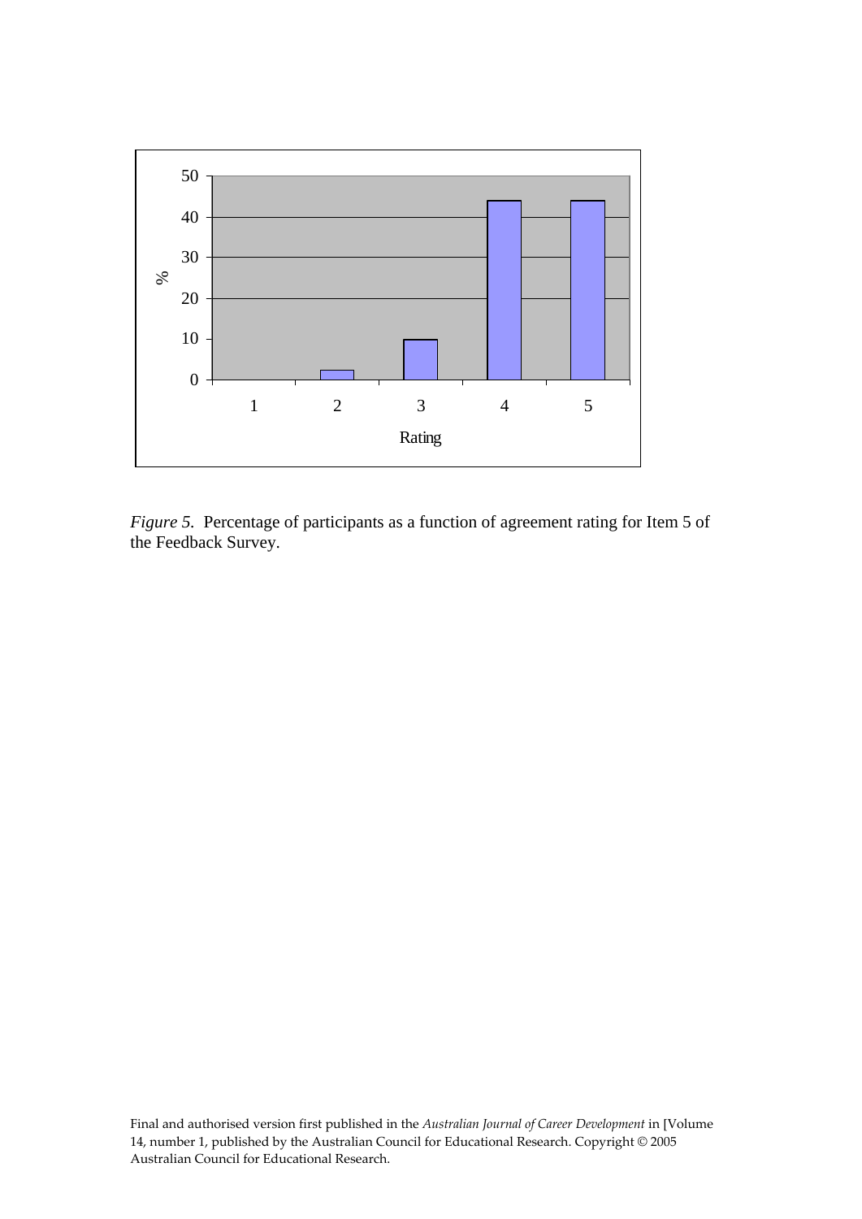*Figure 5.* Percentage of participants as a function of agreement rating for Item 5 of the Feedback Survey.

Final and authorised version first published in the *Australian Journal of Career Development* in [Volume 14, number 1, published by the Australian Council for Educational Research. Copyright © 2005 Australian Council for Educational Research.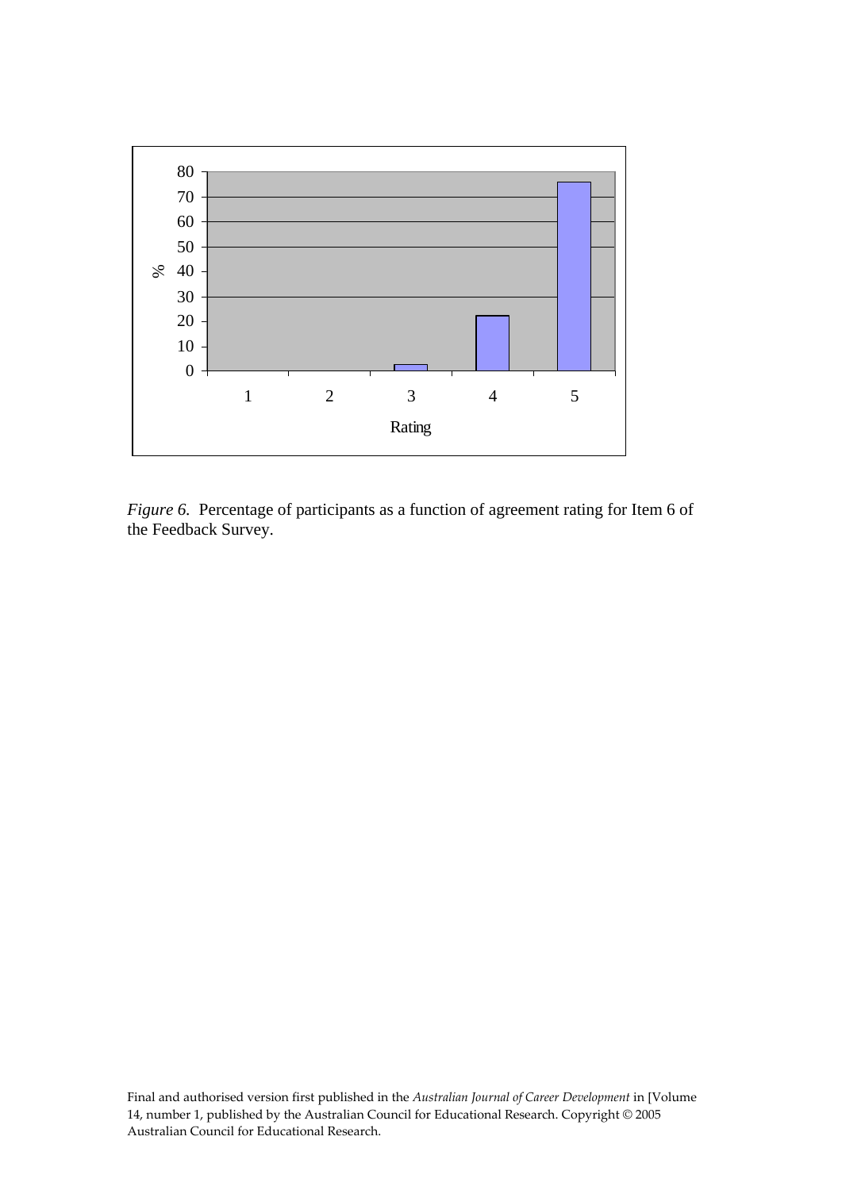*Figure 6.* Percentage of participants as a function of agreement rating for Item 6 of the Feedback Survey.

Final and authorised version first published in the *Australian Journal of Career Development* in [Volume 14, number 1, published by the Australian Council for Educational Research. Copyright © 2005 Australian Council for Educational Research.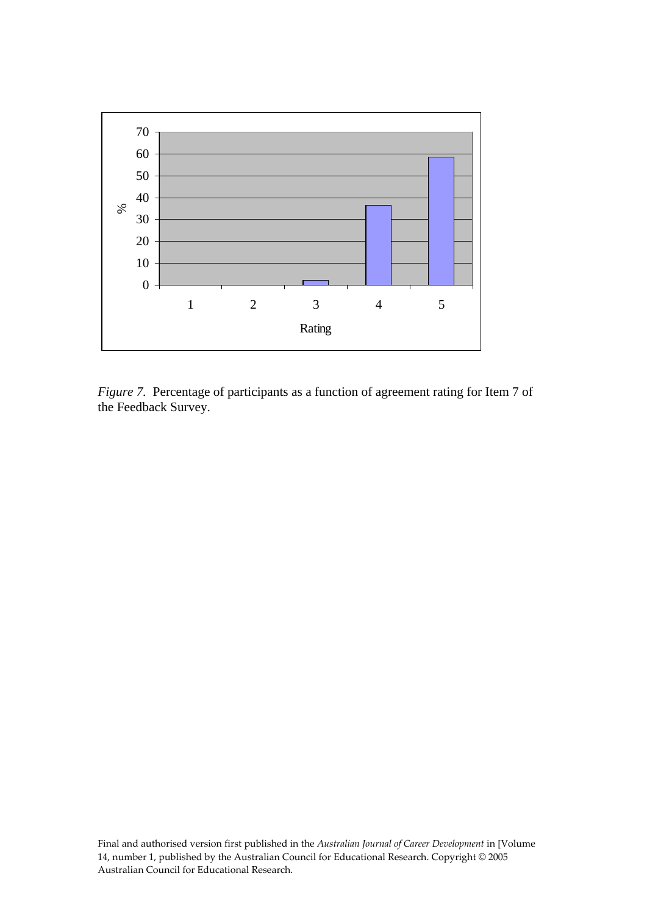70

60

50

40

%

30

20

10

0

1 2 3 4 5

Rating

*Figure 7.* Percentage of participants as a function of agreement rating for Item 7 of the Feedback Survey.

Final and authorised version first published in the *Australian Journal of Career Development* in [Volume 14, number 1, published by the Australian Council for Educational Research. Copyright © 2005 Australian Council for Educational Research.